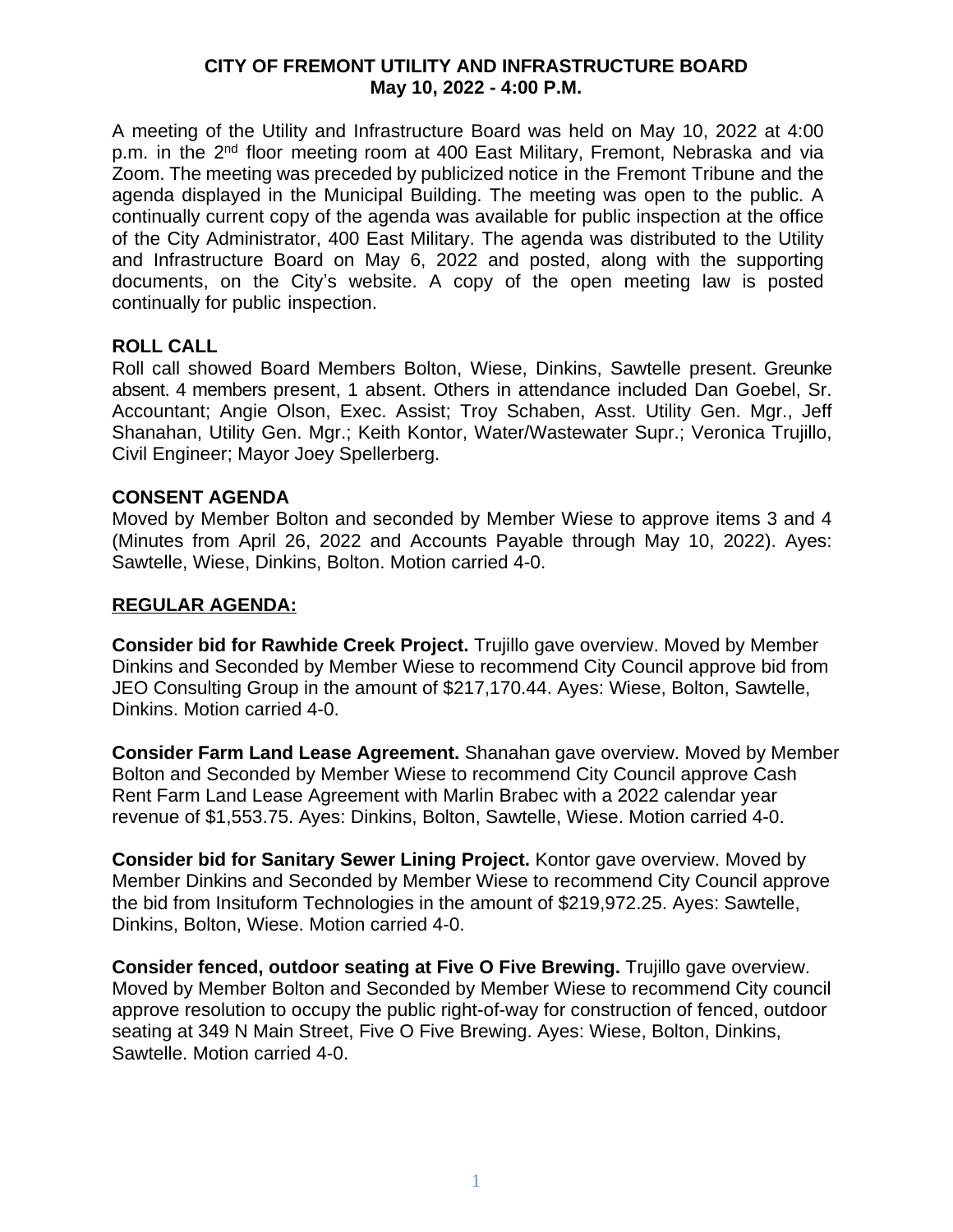# CITY OF FREMONT UTILITY AND INFRASTRUCTURE BOARD
## May 10, 2022 - 4:00 P.M.

A meeting of the Utility and Infrastructure Board was held on May 10, 2022 at 4:00 p.m. in the 2nd floor meeting room at 400 East Military, Fremont, Nebraska and via Zoom. The meeting was preceded by publicized notice in the Fremont Tribune and the agenda displayed in the Municipal Building. The meeting was open to the public. A continually current copy of the agenda was available for public inspection at the office of the City Administrator, 400 East Military. The agenda was distributed to the Utility and Infrastructure Board on May 6, 2022 and posted, along with the supporting documents, on the City's website. A copy of the open meeting law is posted continually for public inspection.

**ROLL CALL**

Roll call showed Board Members Bolton, Wiese, Dinkins, Sawtelle present. Greunke absent. 4 members present, 1 absent. Others in attendance included Dan Goebel, Sr. Accountant; Angie Olson, Exec. Assist; Troy Schaben, Asst. Utility Gen. Mgr., Jeff Shanahan, Utility Gen. Mgr.; Keith Kontor, Water/Wastewater Supr.; Veronica Trujillo, Civil Engineer; Mayor Joey Spellerberg.

**CONSENT AGENDA**

Moved by Member Bolton and seconded by Member Wiese to approve items 3 and 4 (Minutes from April 26, 2022 and Accounts Payable through May 10, 2022). Ayes: Sawtelle, Wiese, Dinkins, Bolton. Motion carried 4-0.

**REGULAR AGENDA:**

**Consider bid for Rawhide Creek Project.** Trujillo gave overview. Moved by Member Dinkins and Seconded by Member Wiese to recommend City Council approve bid from JEO Consulting Group in the amount of $217,170.44. Ayes: Wiese, Bolton, Sawtelle, Dinkins. Motion carried 4-0.

**Consider Farm Land Lease Agreement.** Shanahan gave overview. Moved by Member Bolton and Seconded by Member Wiese to recommend City Council approve Cash Rent Farm Land Lease Agreement with Marlin Brabec with a 2022 calendar year revenue of $1,553.75. Ayes: Dinkins, Bolton, Sawtelle, Wiese. Motion carried 4-0.

**Consider bid for Sanitary Sewer Lining Project.** Kontor gave overview. Moved by Member Dinkins and Seconded by Member Wiese to recommend City Council approve the bid from Insituform Technologies in the amount of $219,972.25. Ayes: Sawtelle, Dinkins, Bolton, Wiese. Motion carried 4-0.

**Consider fenced, outdoor seating at Five O Five Brewing.** Trujillo gave overview. Moved by Member Bolton and Seconded by Member Wiese to recommend City council approve resolution to occupy the public right-of-way for construction of fenced, outdoor seating at 349 N Main Street, Five O Five Brewing. Ayes: Wiese, Bolton, Dinkins, Sawtelle. Motion carried 4-0.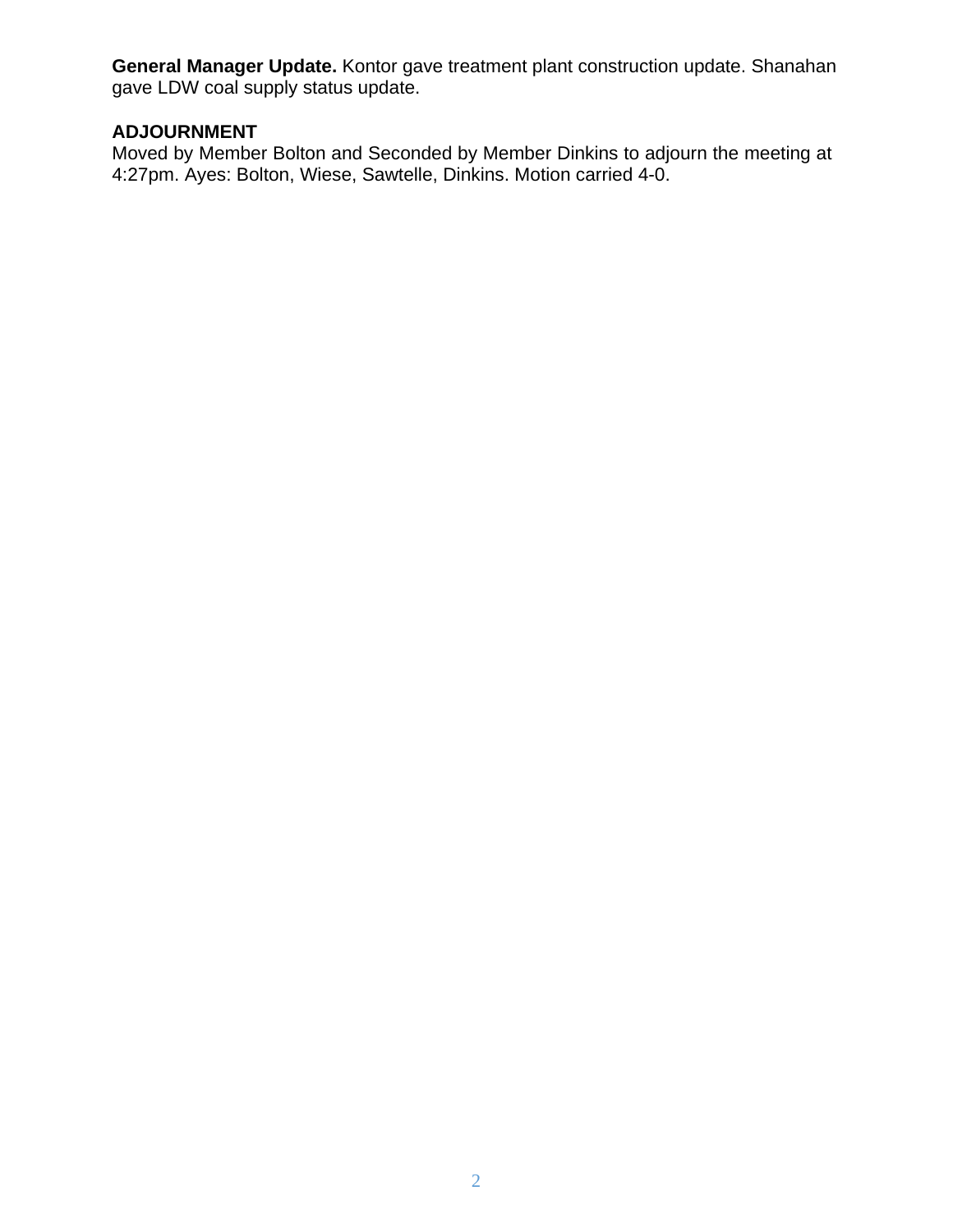**General Manager Update.** Kontor gave treatment plant construction update. Shanahan gave LDW coal supply status update.

**ADJOURNMENT**

Moved by Member Bolton and Seconded by Member Dinkins to adjourn the meeting at 4:27pm. Ayes: Bolton, Wiese, Sawtelle, Dinkins. Motion carried 4-0.